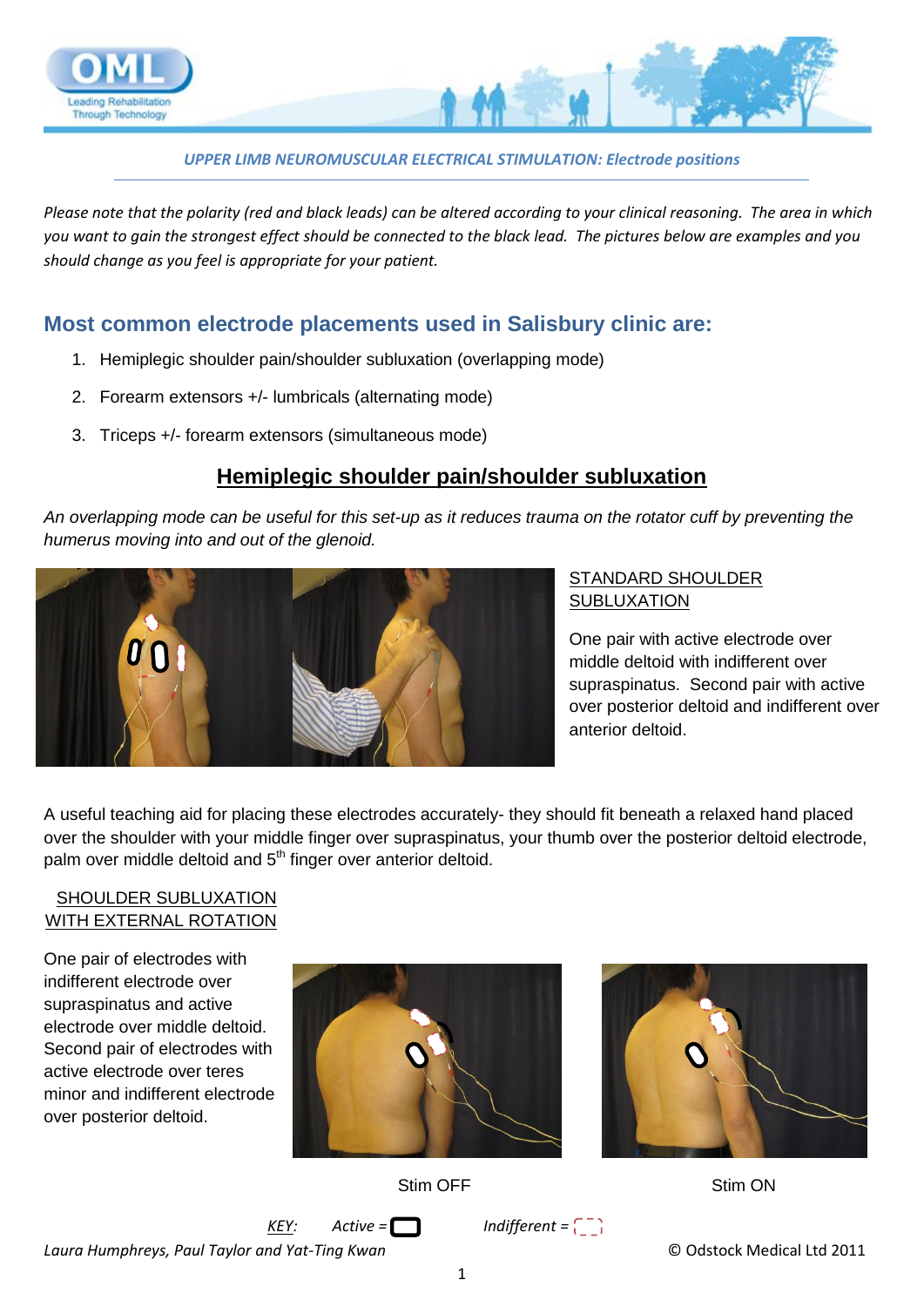*UPPER LIMB NEUROMUSCULAR ELECTRICAL STIMULATION: Electrode positions*

*Please note that the polarity (red and black leads) can be altered according to your clinical reasoning. The area in which you want to gain the strongest effect should be connected to the black lead. The pictures below are examples and you should change as you feel is appropriate for your patient.*

## Most common electrode placements used in Salisbury clinic are:

1. Hemiplegic shoulder pain/shoulder subluxation (overlapping mode)
2. Forearm extensors +/- lumbricals (alternating mode)
3. Triceps +/- forearm extensors (simultaneous mode)

## Hemiplegic shoulder pain/shoulder subluxation

*An overlapping mode can be useful for this set-up as it reduces trauma on the rotator cuff by preventing the humerus moving into and out of the glenoid.*

STANDARD SHOULDER SUBLUXATION

One pair with active electrode over middle deltoid with indifferent over supraspinatus. Second pair with active over posterior deltoid and indifferent over anterior deltoid.

A useful teaching aid for placing these electrodes accurately- they should fit beneath a relaxed hand placed over the shoulder with your middle finger over supraspinatus, your thumb over the posterior deltoid electrode, palm over middle deltoid and 5th finger over anterior deltoid.

SHOULDER SUBLUXATION WITH EXTERNAL ROTATION

One pair of electrodes with indifferent electrode over supraspinatus and active electrode over middle deltoid. Second pair of electrodes with active electrode over teres minor and indifferent electrode over posterior deltoid.

Stim OFF

Stim ON

*KEY:* *Active =* ▭ *Indifferent =* ⬚

*Laura Humphreys, Paul Taylor and Yat-Ting Kwan*

© Odstock Medical Ltd 2011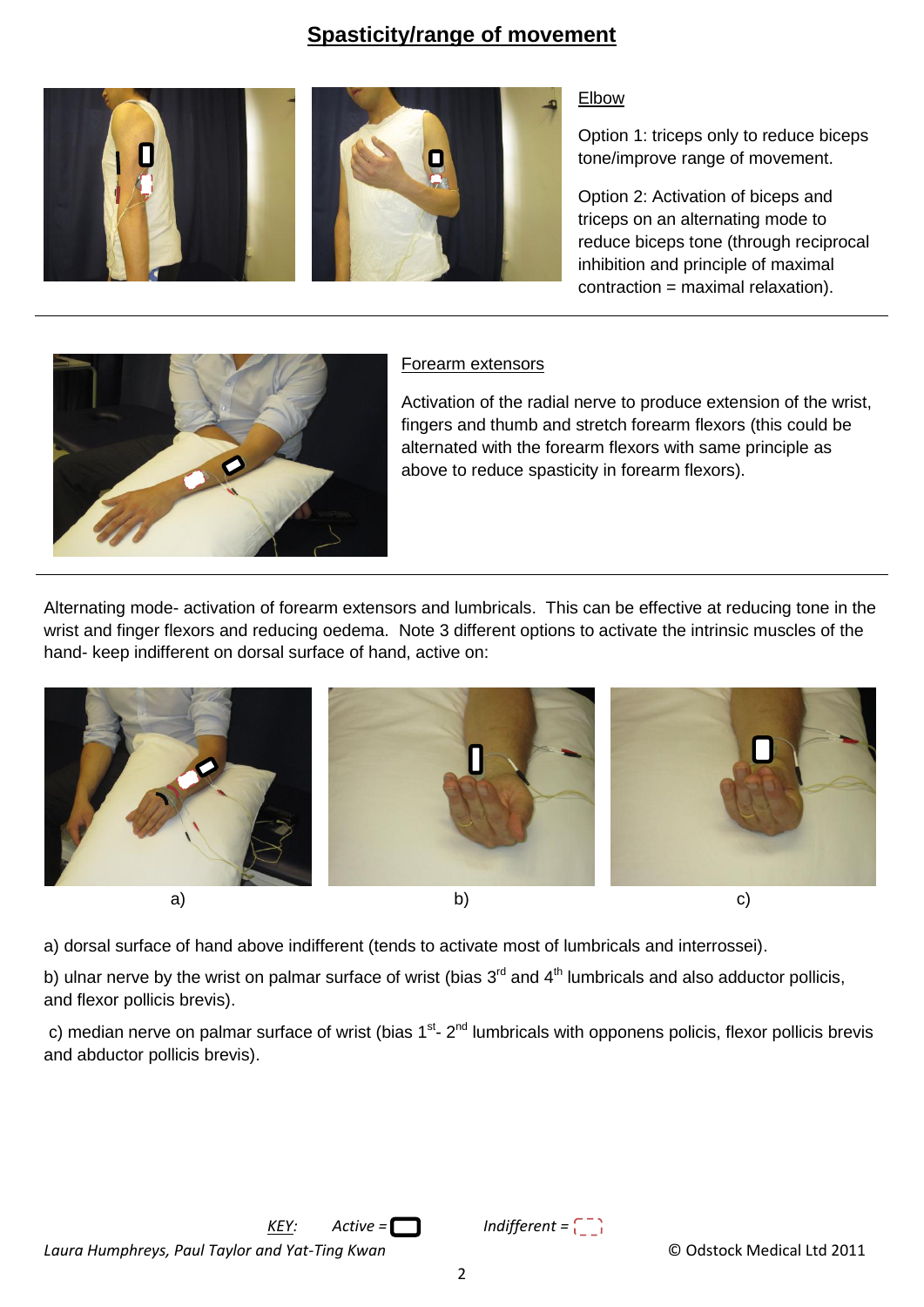# Spasticity/range of movement

## Elbow

Option 1: triceps only to reduce biceps tone/improve range of movement.

Option 2: Activation of biceps and triceps on an alternating mode to reduce biceps tone (through reciprocal inhibition and principle of maximal contraction = maximal relaxation).

---

## Forearm extensors

Activation of the radial nerve to produce extension of the wrist, fingers and thumb and stretch forearm flexors (this could be alternated with the forearm flexors with same principle as above to reduce spasticity in forearm flexors).

---

Alternating mode- activation of forearm extensors and lumbricals. This can be effective at reducing tone in the wrist and finger flexors and reducing oedema. Note 3 different options to activate the intrinsic muscles of the hand- keep indifferent on dorsal surface of hand, active on:

a) b) c)

a) dorsal surface of hand above indifferent (tends to activate most of lumbricals and interrossei).

b) ulnar nerve by the wrist on palmar surface of wrist (bias 3rd and 4th lumbricals and also adductor pollicis, and flexor pollicis brevis).

c) median nerve on palmar surface of wrist (bias 1st- 2nd lumbricals with opponens policis, flexor pollicis brevis and abductor pollicis brevis).

*KEY:* *Active =* *Indifferent =*

*Laura Humphreys, Paul Taylor and Yat-Ting Kwan*

© Odstock Medical Ltd 2011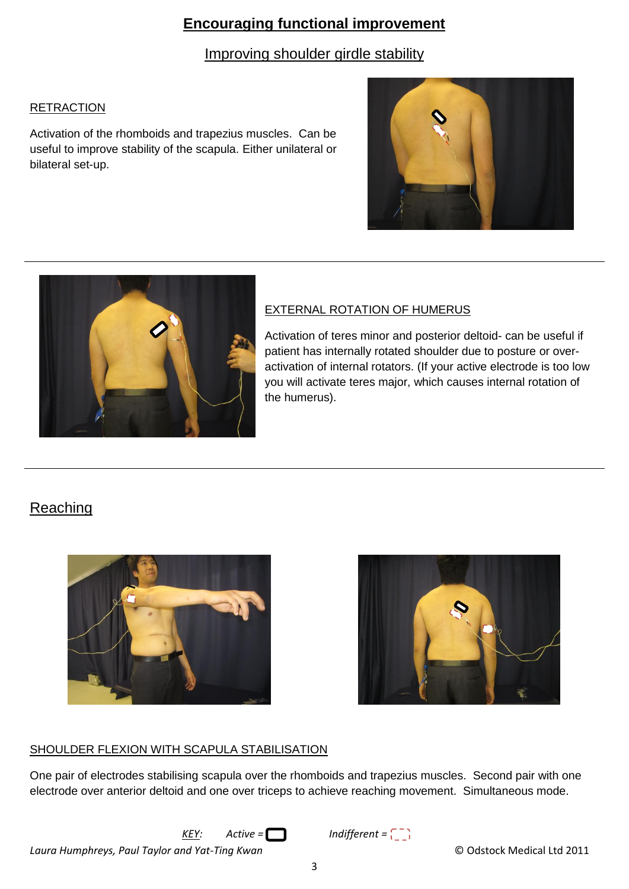# Encouraging functional improvement

## Improving shoulder girdle stability

### RETRACTION

Activation of the rhomboids and trapezius muscles. Can be useful to improve stability of the scapula. Either unilateral or bilateral set-up.

### EXTERNAL ROTATION OF HUMERUS

Activation of teres minor and posterior deltoid- can be useful if patient has internally rotated shoulder due to posture or over-activation of internal rotators. (If your active electrode is too low you will activate teres major, which causes internal rotation of the humerus).

## Reaching

### SHOULDER FLEXION WITH SCAPULA STABILISATION

One pair of electrodes stabilising scapula over the rhomboids and trapezius muscles. Second pair with one electrode over anterior deltoid and one over triceps to achieve reaching movement. Simultaneous mode.

*KEY:* *Active =* *Indifferent =*

*Laura Humphreys, Paul Taylor and Yat-Ting Kwan*

© Odstock Medical Ltd 2011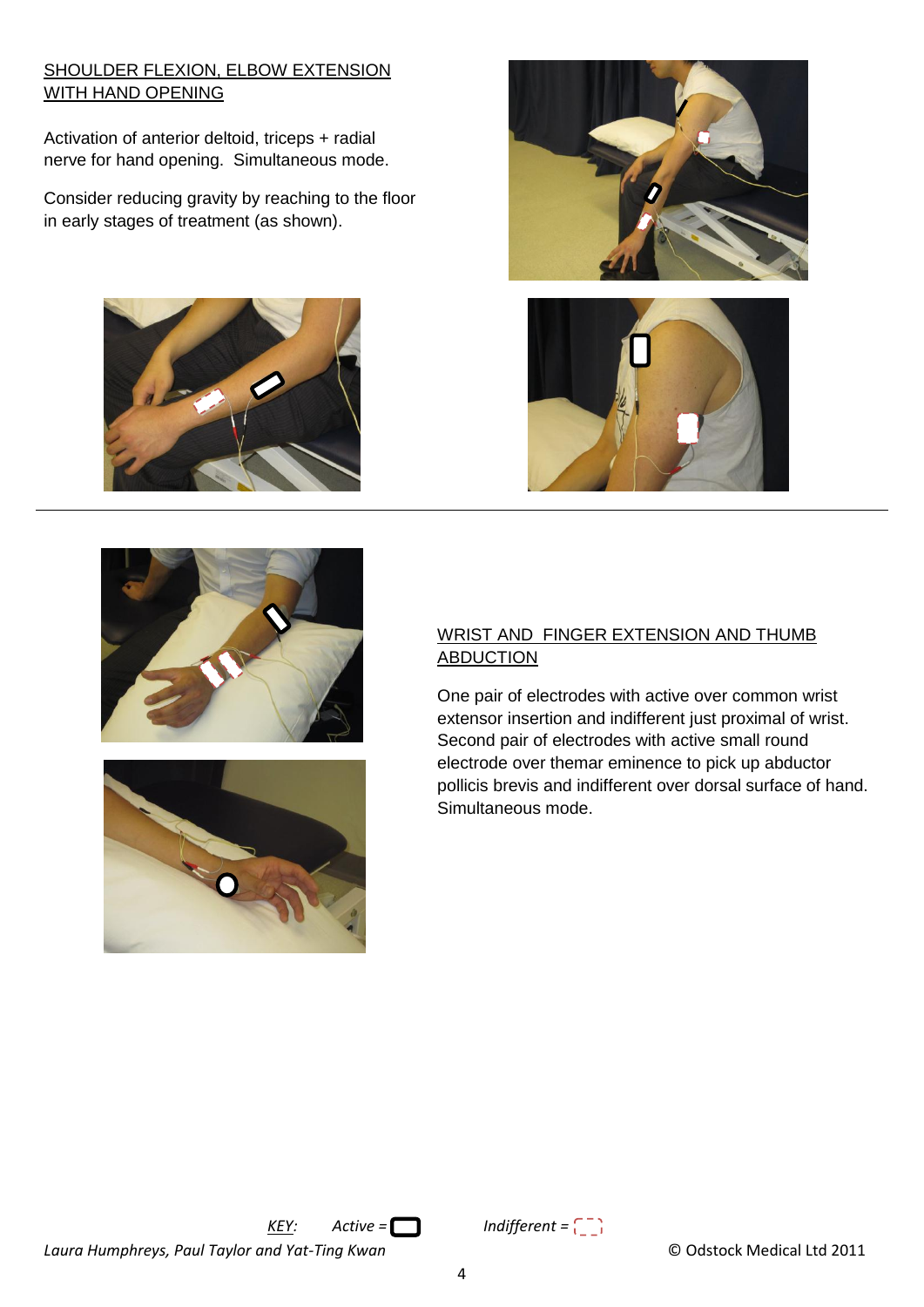## SHOULDER FLEXION, ELBOW EXTENSION WITH HAND OPENING

Activation of anterior deltoid, triceps + radial nerve for hand opening. Simultaneous mode.

Consider reducing gravity by reaching to the floor in early stages of treatment (as shown).

## WRIST AND FINGER EXTENSION AND THUMB ABDUCTION

One pair of electrodes with active over common wrist extensor insertion and indifferent just proximal of wrist. Second pair of electrodes with active small round electrode over themar eminence to pick up abductor pollicis brevis and indifferent over dorsal surface of hand. Simultaneous mode.

*KEY: Active =* ▭ *Indifferent =* ⬚

*Laura Humphreys, Paul Taylor and Yat-Ting Kwan* © Odstock Medical Ltd 2011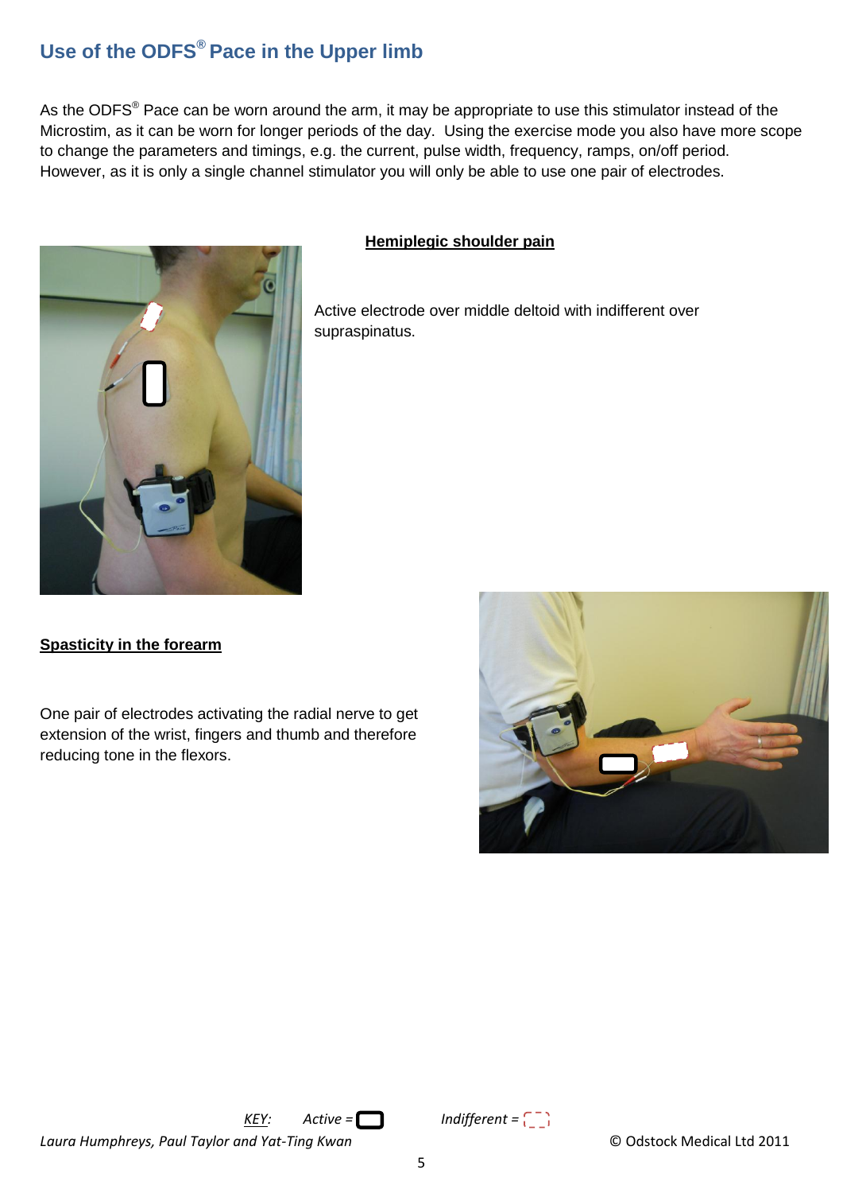## Use of the ODFS® Pace in the Upper limb

As the ODFS® Pace can be worn around the arm, it may be appropriate to use this stimulator instead of the Microstim, as it can be worn for longer periods of the day. Using the exercise mode you also have more scope to change the parameters and timings, e.g. the current, pulse width, frequency, ramps, on/off period. However, as it is only a single channel stimulator you will only be able to use one pair of electrodes.

**Hemiplegic shoulder pain**

Active electrode over middle deltoid with indifferent over supraspinatus.

**Spasticity in the forearm**

One pair of electrodes activating the radial nerve to get extension of the wrist, fingers and thumb and therefore reducing tone in the flexors.

*KEY: Active = ▭ Indifferent = ⬚*

*Laura Humphreys, Paul Taylor and Yat-Ting Kwan*

© Odstock Medical Ltd 2011